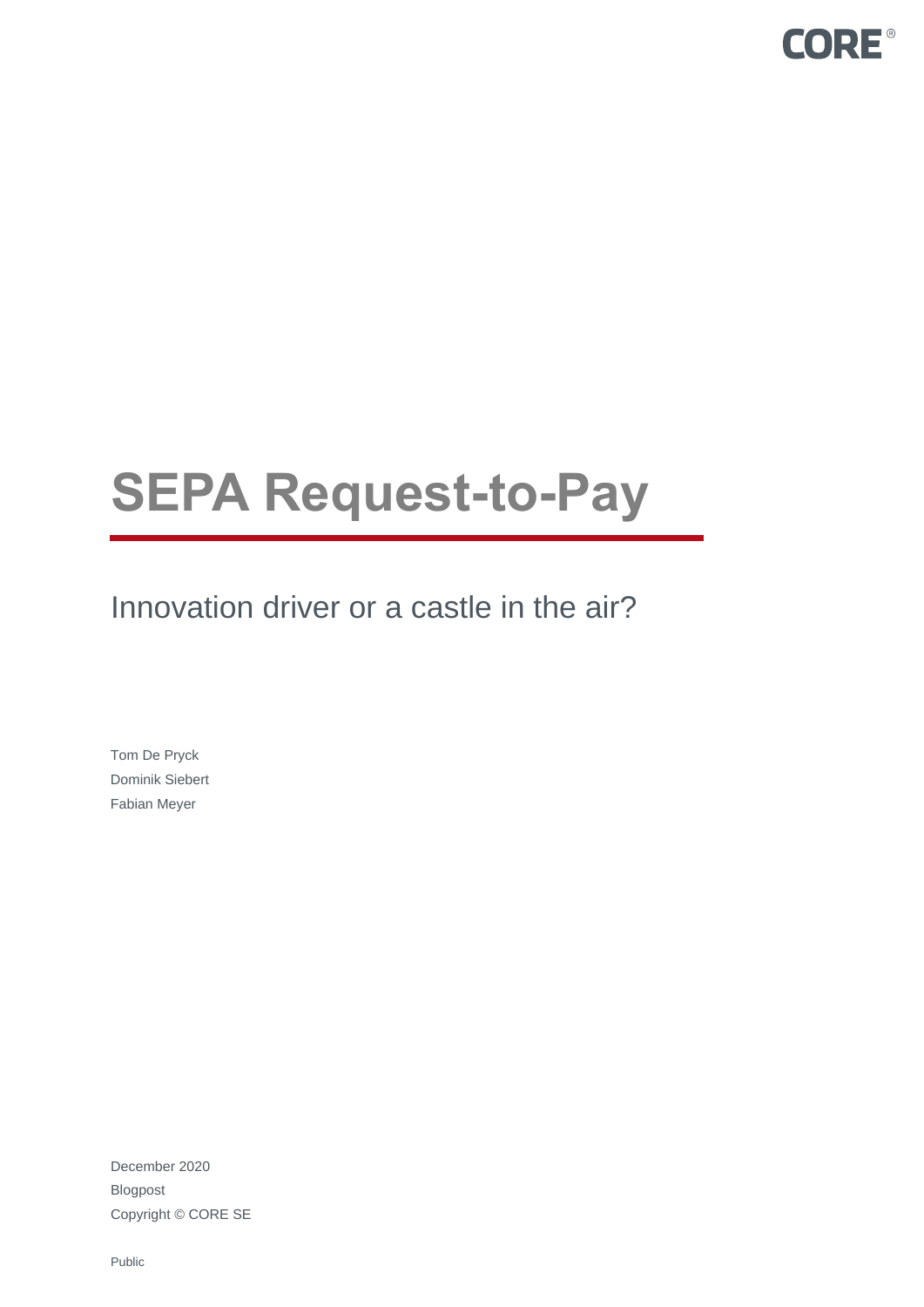CORE®

# SEPA Request-to-Pay

## Innovation driver or a castle in the air?

Tom De Pryck
Dominik Siebert
Fabian Meyer

December 2020
Blogpost
Copyright © CORE SE

Public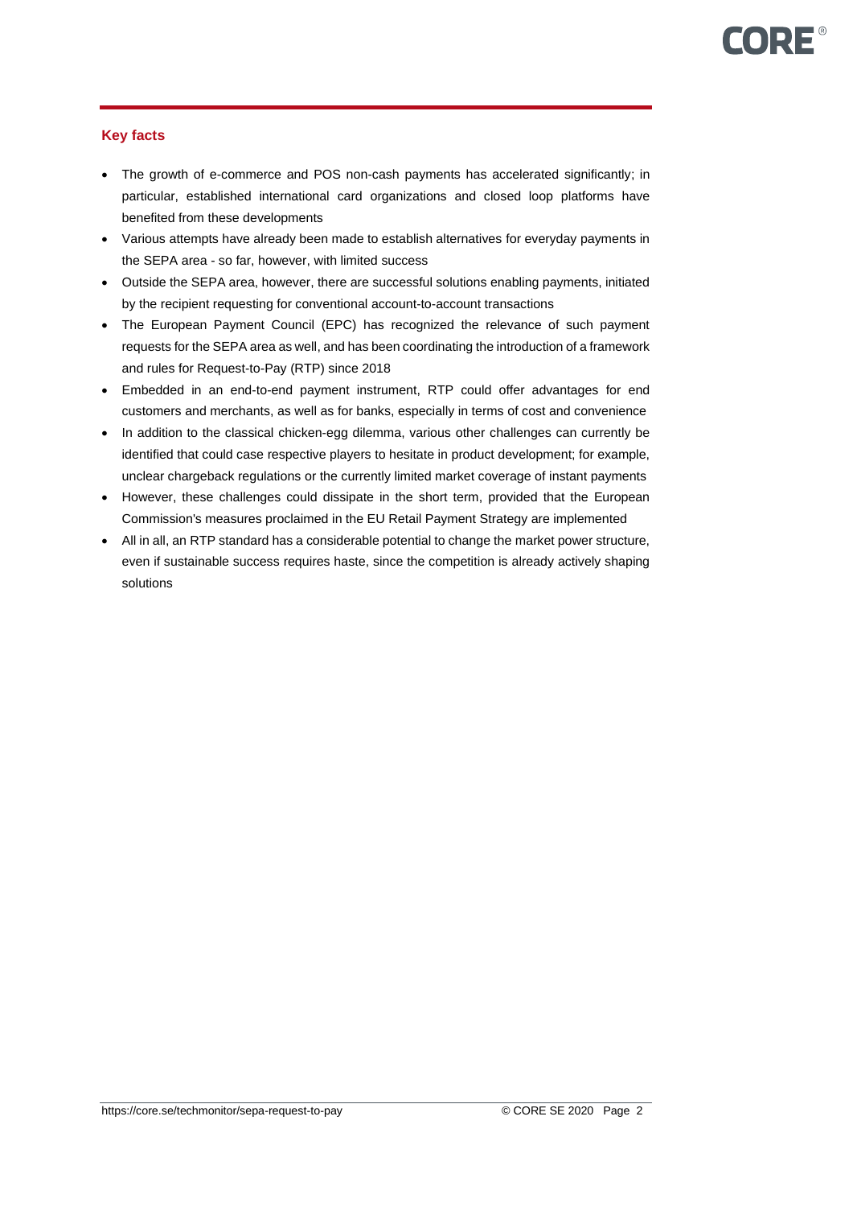## Key facts

- The growth of e-commerce and POS non-cash payments has accelerated significantly; in particular, established international card organizations and closed loop platforms have benefited from these developments
- Various attempts have already been made to establish alternatives for everyday payments in the SEPA area - so far, however, with limited success
- Outside the SEPA area, however, there are successful solutions enabling payments, initiated by the recipient requesting for conventional account-to-account transactions
- The European Payment Council (EPC) has recognized the relevance of such payment requests for the SEPA area as well, and has been coordinating the introduction of a framework and rules for Request-to-Pay (RTP) since 2018
- Embedded in an end-to-end payment instrument, RTP could offer advantages for end customers and merchants, as well as for banks, especially in terms of cost and convenience
- In addition to the classical chicken-egg dilemma, various other challenges can currently be identified that could case respective players to hesitate in product development; for example, unclear chargeback regulations or the currently limited market coverage of instant payments
- However, these challenges could dissipate in the short term, provided that the European Commission's measures proclaimed in the EU Retail Payment Strategy are implemented
- All in all, an RTP standard has a considerable potential to change the market power structure, even if sustainable success requires haste, since the competition is already actively shaping solutions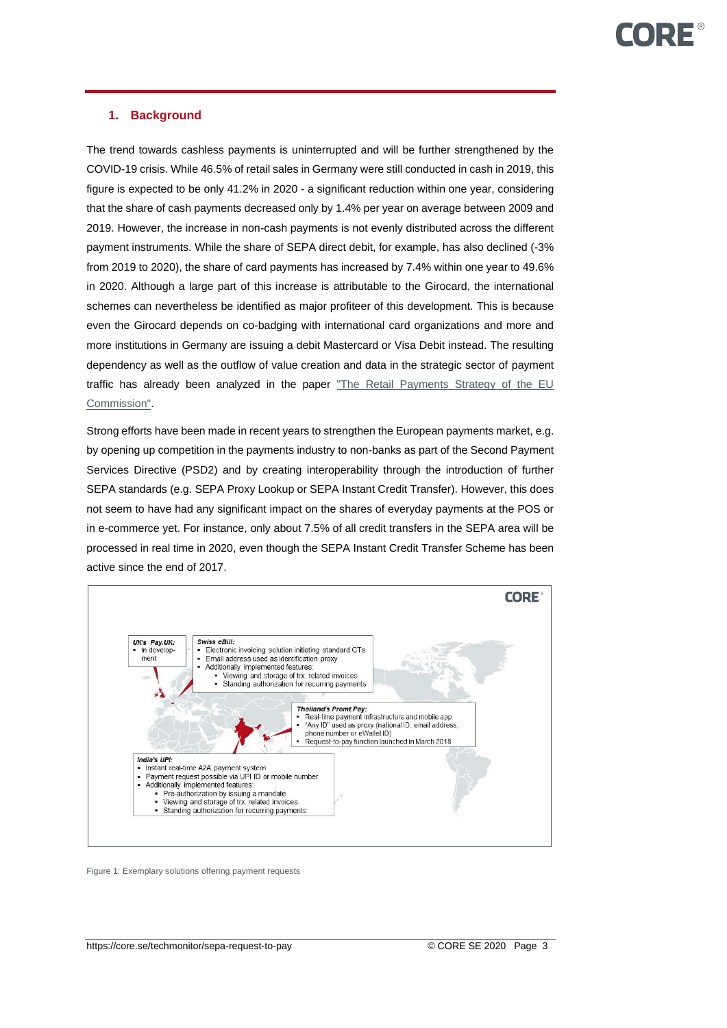## 1. Background

The trend towards cashless payments is uninterrupted and will be further strengthened by the COVID-19 crisis. While 46.5% of retail sales in Germany were still conducted in cash in 2019, this figure is expected to be only 41.2% in 2020 - a significant reduction within one year, considering that the share of cash payments decreased only by 1.4% per year on average between 2009 and 2019. However, the increase in non-cash payments is not evenly distributed across the different payment instruments. While the share of SEPA direct debit, for example, has also declined (-3% from 2019 to 2020), the share of card payments has increased by 7.4% within one year to 49.6% in 2020. Although a large part of this increase is attributable to the Girocard, the international schemes can nevertheless be identified as major profiteer of this development. This is because even the Girocard depends on co-badging with international card organizations and more and more institutions in Germany are issuing a debit Mastercard or Visa Debit instead. The resulting dependency as well as the outflow of value creation and data in the strategic sector of payment traffic has already been analyzed in the paper "The Retail Payments Strategy of the EU Commission".

Strong efforts have been made in recent years to strengthen the European payments market, e.g. by opening up competition in the payments industry to non-banks as part of the Second Payment Services Directive (PSD2) and by creating interoperability through the introduction of further SEPA standards (e.g. SEPA Proxy Lookup or SEPA Instant Credit Transfer). However, this does not seem to have had any significant impact on the shares of everyday payments at the POS or in e-commerce yet. For instance, only about 7.5% of all credit transfers in the SEPA area will be processed in real time in 2020, even though the SEPA Instant Credit Transfer Scheme has been active since the end of 2017.

*UK's Pay.UK:*
- In development

*Swiss eBill:*
- Electronic invoicing solution initiating standard CTs
- Email address used as identification proxy
- Additionally implemented features:
  - Viewing and storage of trx. related invoices
  - Standing authorization for recurring payments

*Thailand's Promt.Pay:*
- Real-time payment infrastructure and mobile app
- "Any ID" used as proxy (national ID, email address, phone number or eWallet ID)
- Request-to-pay function launched in March 2018

*India's UPI:*
- Instant real-time A2A payment system
- Payment request possible via UPI ID or mobile number
- Additionally implemented features:
  - Pre-authorization by issuing a mandate
  - Viewing and storage of trx. related invoices
  - Standing authorization for recurring payments

Figure 1: Exemplary solutions offering payment requests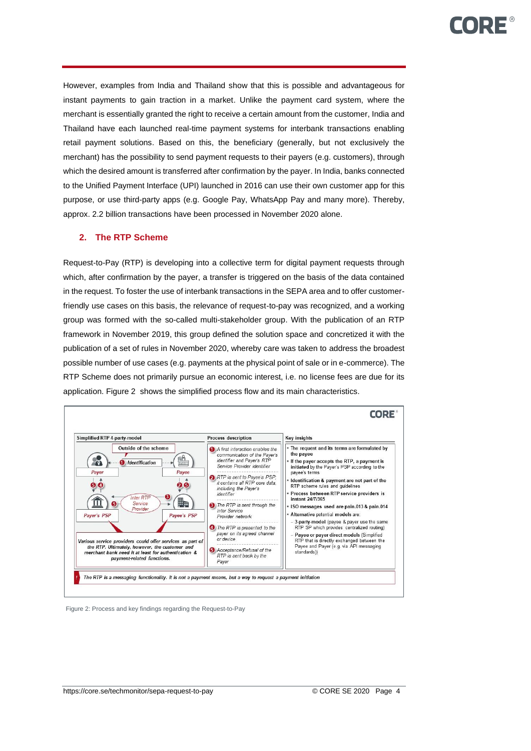However, examples from India and Thailand show that this is possible and advantageous for instant payments to gain traction in a market. Unlike the payment card system, where the merchant is essentially granted the right to receive a certain amount from the customer, India and Thailand have each launched real-time payment systems for interbank transactions enabling retail payment solutions. Based on this, the beneficiary (generally, but not exclusively the merchant) has the possibility to send payment requests to their payers (e.g. customers), through which the desired amount is transferred after confirmation by the payer. In India, banks connected to the Unified Payment Interface (UPI) launched in 2016 can use their own customer app for this purpose, or use third-party apps (e.g. Google Pay, WhatsApp Pay and many more). Thereby, approx. 2.2 billion transactions have been processed in November 2020 alone.

## 2. The RTP Scheme

Request-to-Pay (RTP) is developing into a collective term for digital payment requests through which, after confirmation by the payer, a transfer is triggered on the basis of the data contained in the request. To foster the use of interbank transactions in the SEPA area and to offer customer-friendly use cases on this basis, the relevance of request-to-pay was recognized, and a working group was formed with the so-called multi-stakeholder group. With the publication of an RTP framework in November 2019, this group defined the solution space and concretized it with the publication of a set of rules in November 2020, whereby care was taken to address the broadest possible number of use cases (e.g. payments at the physical point of sale or in e-commerce). The RTP Scheme does not primarily pursue an economic interest, i.e. no license fees are due for its application. Figure 2 shows the simplified process flow and its main characteristics.

**Simplified RTP 4-party-model**

Outside of the scheme — ❶ Identification — Payer, Payee — ❺❹ / ❷❺ — Inter RTP Service Provider — Payer's PSP, Payee's PSP

*Various service providers could offer services as part of the RTP. Ultimately, however, the customer and merchant bank need it at least for authentication & payment-related functions.*

**Process description**

1. *A first interaction enables the communication of the Payer's identifier and Payers RTP Service Provider identifier*
2. *RTP is sent to Payee's PSP, it contains all RTP core data, including the Payer's identifier*
3. *The RTP is sent through the Inter Service Provider network*
4. *The RTP is presented to the payer on its agreed channel or device*
5. *Acceptance/Refusal of the RTP is sent back by the Payer*

**Key insights**

- The request and its terms are formulated by the payee
- If the payer accepts the RTP, a payment is initiated by the Payer's PSP according to the payee's terms
- Identification & payment are not part of the RTP scheme rules and guidelines
- Process between RTP service providers is instant 24/7/365
- ISO messages used are pain.013 & pain.014
- Alternative potential models are:
  - 3-party-model (payee & payer use the same RTP SP which provides centralized routing)
  - Payee or payer direct models (Simplified RTP that is directly exchanged between the Payee and Payer (e.g. via API messaging standards))

*The RTP is a messaging functionality. It is not a payment means, but a way to request a payment initiation*

Figure 2: Process and key findings regarding the Request-to-Pay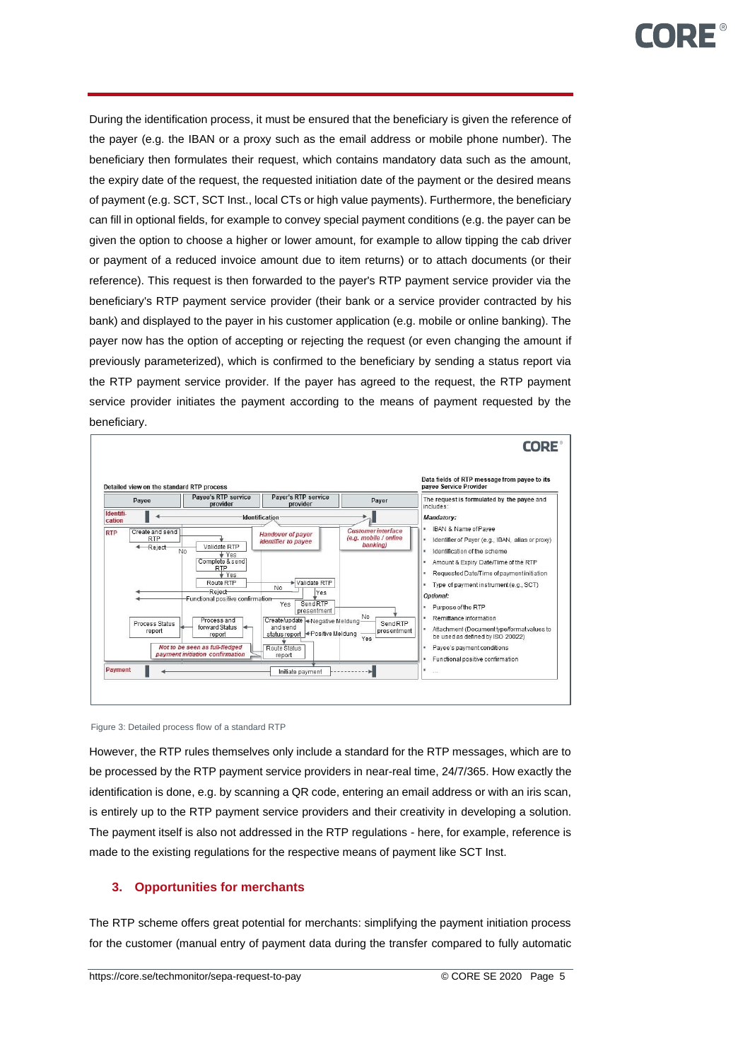During the identification process, it must be ensured that the beneficiary is given the reference of the payer (e.g. the IBAN or a proxy such as the email address or mobile phone number). The beneficiary then formulates their request, which contains mandatory data such as the amount, the expiry date of the request, the requested initiation date of the payment or the desired means of payment (e.g. SCT, SCT Inst., local CTs or high value payments). Furthermore, the beneficiary can fill in optional fields, for example to convey special payment conditions (e.g. the payer can be given the option to choose a higher or lower amount, for example to allow tipping the cab driver or payment of a reduced invoice amount due to item returns) or to attach documents (or their reference). This request is then forwarded to the payer's RTP payment service provider via the beneficiary's RTP payment service provider (their bank or a service provider contracted by his bank) and displayed to the payer in his customer application (e.g. mobile or online banking). The payer now has the option of accepting or rejecting the request (or even changing the amount if previously parameterized), which is confirmed to the beneficiary by sending a status report via the RTP payment service provider. If the payer has agreed to the request, the RTP payment service provider initiates the payment according to the means of payment requested by the beneficiary.

Figure 3: Detailed process flow of a standard RTP

However, the RTP rules themselves only include a standard for the RTP messages, which are to be processed by the RTP payment service providers in near-real time, 24/7/365. How exactly the identification is done, e.g. by scanning a QR code, entering an email address or with an iris scan, is entirely up to the RTP payment service providers and their creativity in developing a solution. The payment itself is also not addressed in the RTP regulations - here, for example, reference is made to the existing regulations for the respective means of payment like SCT Inst.

## 3. Opportunities for merchants

The RTP scheme offers great potential for merchants: simplifying the payment initiation process for the customer (manual entry of payment data during the transfer compared to fully automatic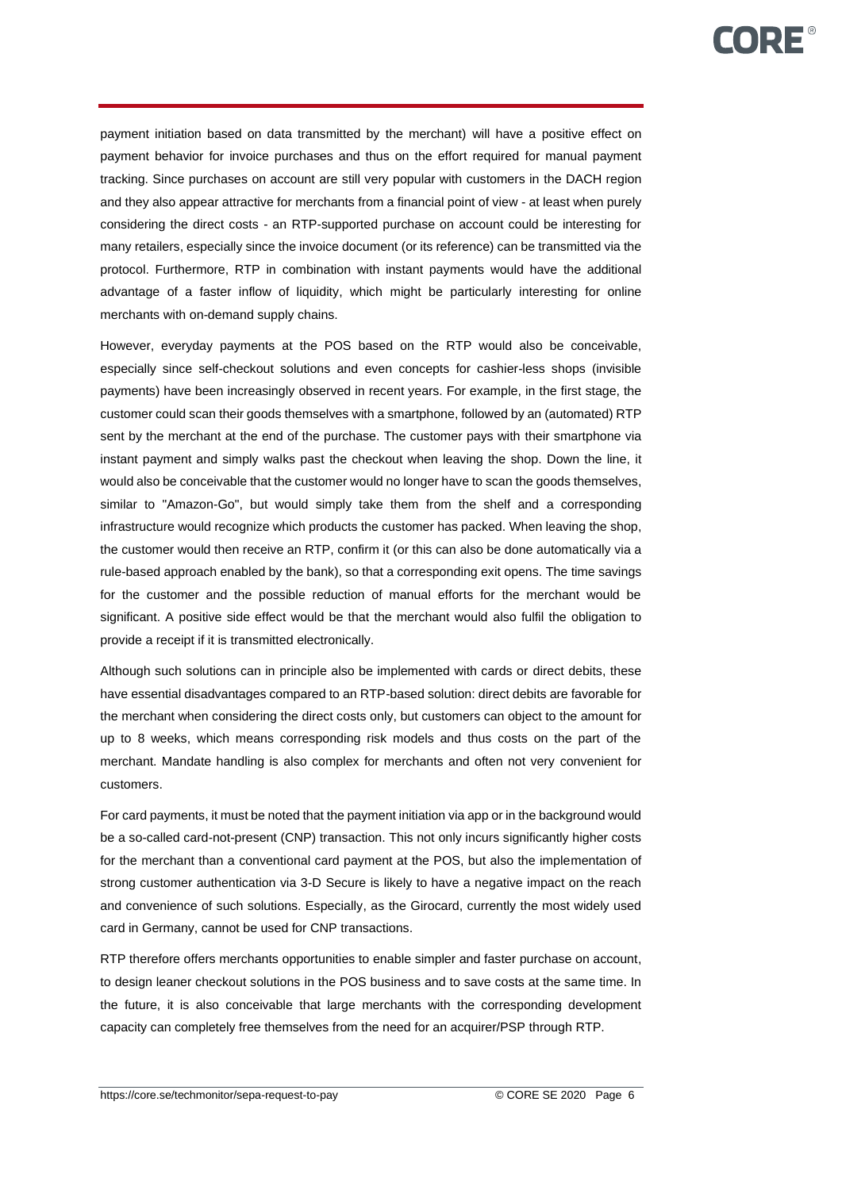payment initiation based on data transmitted by the merchant) will have a positive effect on payment behavior for invoice purchases and thus on the effort required for manual payment tracking. Since purchases on account are still very popular with customers in the DACH region and they also appear attractive for merchants from a financial point of view - at least when purely considering the direct costs - an RTP-supported purchase on account could be interesting for many retailers, especially since the invoice document (or its reference) can be transmitted via the protocol. Furthermore, RTP in combination with instant payments would have the additional advantage of a faster inflow of liquidity, which might be particularly interesting for online merchants with on-demand supply chains.

However, everyday payments at the POS based on the RTP would also be conceivable, especially since self-checkout solutions and even concepts for cashier-less shops (invisible payments) have been increasingly observed in recent years. For example, in the first stage, the customer could scan their goods themselves with a smartphone, followed by an (automated) RTP sent by the merchant at the end of the purchase. The customer pays with their smartphone via instant payment and simply walks past the checkout when leaving the shop. Down the line, it would also be conceivable that the customer would no longer have to scan the goods themselves, similar to "Amazon-Go", but would simply take them from the shelf and a corresponding infrastructure would recognize which products the customer has packed. When leaving the shop, the customer would then receive an RTP, confirm it (or this can also be done automatically via a rule-based approach enabled by the bank), so that a corresponding exit opens. The time savings for the customer and the possible reduction of manual efforts for the merchant would be significant. A positive side effect would be that the merchant would also fulfil the obligation to provide a receipt if it is transmitted electronically.

Although such solutions can in principle also be implemented with cards or direct debits, these have essential disadvantages compared to an RTP-based solution: direct debits are favorable for the merchant when considering the direct costs only, but customers can object to the amount for up to 8 weeks, which means corresponding risk models and thus costs on the part of the merchant. Mandate handling is also complex for merchants and often not very convenient for customers.

For card payments, it must be noted that the payment initiation via app or in the background would be a so-called card-not-present (CNP) transaction. This not only incurs significantly higher costs for the merchant than a conventional card payment at the POS, but also the implementation of strong customer authentication via 3-D Secure is likely to have a negative impact on the reach and convenience of such solutions. Especially, as the Girocard, currently the most widely used card in Germany, cannot be used for CNP transactions.

RTP therefore offers merchants opportunities to enable simpler and faster purchase on account, to design leaner checkout solutions in the POS business and to save costs at the same time. In the future, it is also conceivable that large merchants with the corresponding development capacity can completely free themselves from the need for an acquirer/PSP through RTP.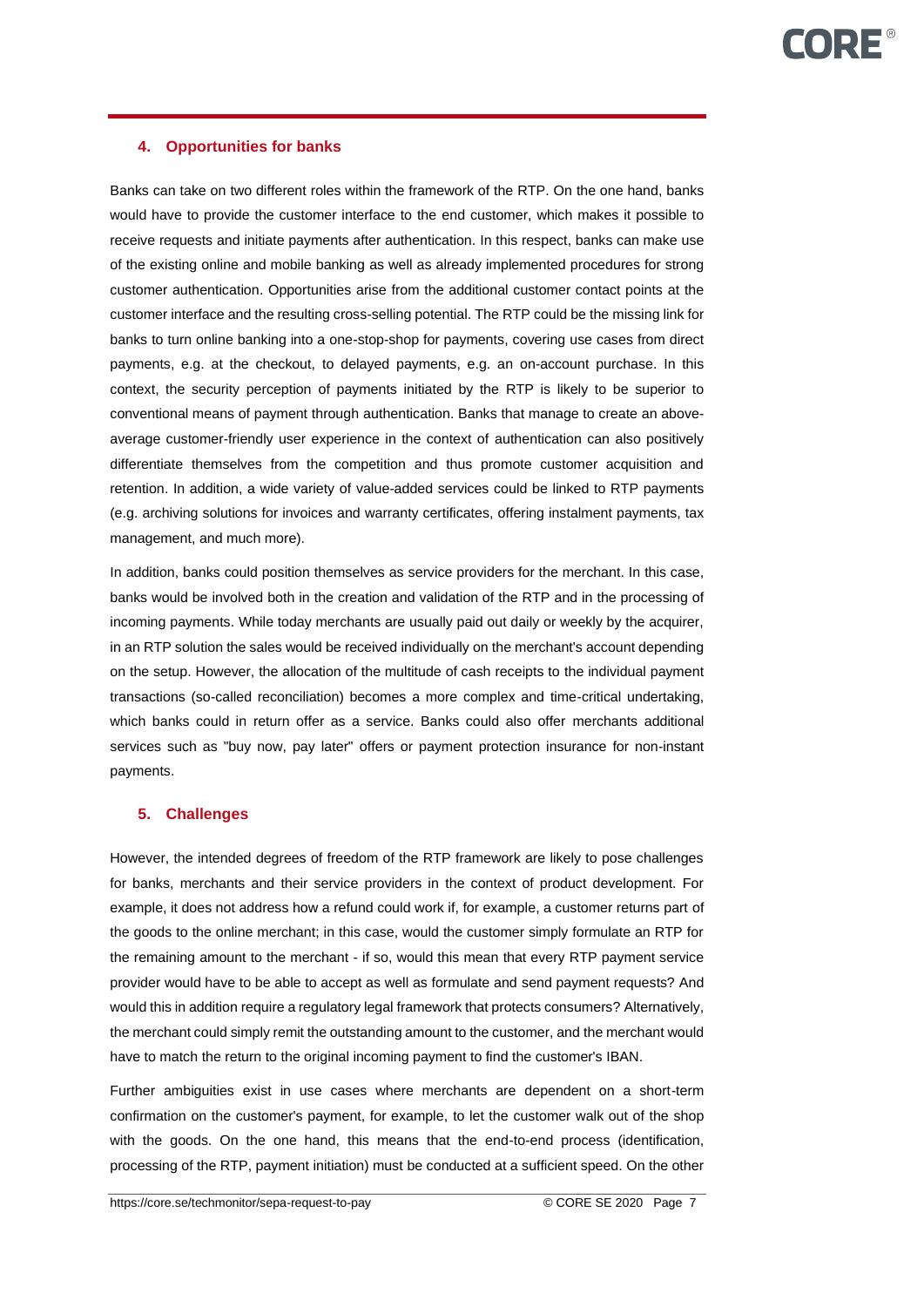## 4. Opportunities for banks

Banks can take on two different roles within the framework of the RTP. On the one hand, banks would have to provide the customer interface to the end customer, which makes it possible to receive requests and initiate payments after authentication. In this respect, banks can make use of the existing online and mobile banking as well as already implemented procedures for strong customer authentication. Opportunities arise from the additional customer contact points at the customer interface and the resulting cross-selling potential. The RTP could be the missing link for banks to turn online banking into a one-stop-shop for payments, covering use cases from direct payments, e.g. at the checkout, to delayed payments, e.g. an on-account purchase. In this context, the security perception of payments initiated by the RTP is likely to be superior to conventional means of payment through authentication. Banks that manage to create an above-average customer-friendly user experience in the context of authentication can also positively differentiate themselves from the competition and thus promote customer acquisition and retention. In addition, a wide variety of value-added services could be linked to RTP payments (e.g. archiving solutions for invoices and warranty certificates, offering instalment payments, tax management, and much more).

In addition, banks could position themselves as service providers for the merchant. In this case, banks would be involved both in the creation and validation of the RTP and in the processing of incoming payments. While today merchants are usually paid out daily or weekly by the acquirer, in an RTP solution the sales would be received individually on the merchant's account depending on the setup. However, the allocation of the multitude of cash receipts to the individual payment transactions (so-called reconciliation) becomes a more complex and time-critical undertaking, which banks could in return offer as a service. Banks could also offer merchants additional services such as "buy now, pay later" offers or payment protection insurance for non-instant payments.

## 5. Challenges

However, the intended degrees of freedom of the RTP framework are likely to pose challenges for banks, merchants and their service providers in the context of product development. For example, it does not address how a refund could work if, for example, a customer returns part of the goods to the online merchant; in this case, would the customer simply formulate an RTP for the remaining amount to the merchant - if so, would this mean that every RTP payment service provider would have to be able to accept as well as formulate and send payment requests? And would this in addition require a regulatory legal framework that protects consumers? Alternatively, the merchant could simply remit the outstanding amount to the customer, and the merchant would have to match the return to the original incoming payment to find the customer's IBAN.

Further ambiguities exist in use cases where merchants are dependent on a short-term confirmation on the customer's payment, for example, to let the customer walk out of the shop with the goods. On the one hand, this means that the end-to-end process (identification, processing of the RTP, payment initiation) must be conducted at a sufficient speed. On the other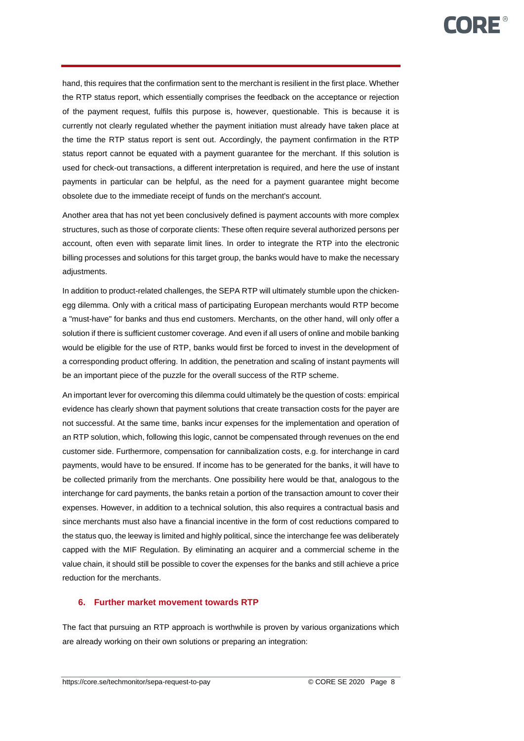hand, this requires that the confirmation sent to the merchant is resilient in the first place. Whether the RTP status report, which essentially comprises the feedback on the acceptance or rejection of the payment request, fulfils this purpose is, however, questionable. This is because it is currently not clearly regulated whether the payment initiation must already have taken place at the time the RTP status report is sent out. Accordingly, the payment confirmation in the RTP status report cannot be equated with a payment guarantee for the merchant. If this solution is used for check-out transactions, a different interpretation is required, and here the use of instant payments in particular can be helpful, as the need for a payment guarantee might become obsolete due to the immediate receipt of funds on the merchant's account.

Another area that has not yet been conclusively defined is payment accounts with more complex structures, such as those of corporate clients: These often require several authorized persons per account, often even with separate limit lines. In order to integrate the RTP into the electronic billing processes and solutions for this target group, the banks would have to make the necessary adjustments.

In addition to product-related challenges, the SEPA RTP will ultimately stumble upon the chicken-egg dilemma. Only with a critical mass of participating European merchants would RTP become a "must-have" for banks and thus end customers. Merchants, on the other hand, will only offer a solution if there is sufficient customer coverage. And even if all users of online and mobile banking would be eligible for the use of RTP, banks would first be forced to invest in the development of a corresponding product offering. In addition, the penetration and scaling of instant payments will be an important piece of the puzzle for the overall success of the RTP scheme.

An important lever for overcoming this dilemma could ultimately be the question of costs: empirical evidence has clearly shown that payment solutions that create transaction costs for the payer are not successful. At the same time, banks incur expenses for the implementation and operation of an RTP solution, which, following this logic, cannot be compensated through revenues on the end customer side. Furthermore, compensation for cannibalization costs, e.g. for interchange in card payments, would have to be ensured. If income has to be generated for the banks, it will have to be collected primarily from the merchants. One possibility here would be that, analogous to the interchange for card payments, the banks retain a portion of the transaction amount to cover their expenses. However, in addition to a technical solution, this also requires a contractual basis and since merchants must also have a financial incentive in the form of cost reductions compared to the status quo, the leeway is limited and highly political, since the interchange fee was deliberately capped with the MIF Regulation. By eliminating an acquirer and a commercial scheme in the value chain, it should still be possible to cover the expenses for the banks and still achieve a price reduction for the merchants.

## 6. Further market movement towards RTP

The fact that pursuing an RTP approach is worthwhile is proven by various organizations which are already working on their own solutions or preparing an integration: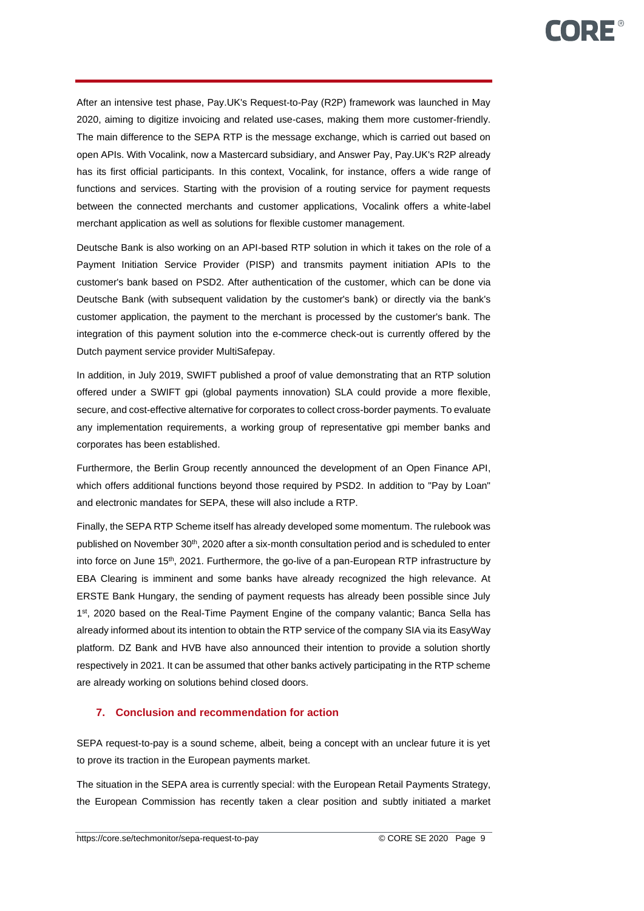After an intensive test phase, Pay.UK's Request-to-Pay (R2P) framework was launched in May 2020, aiming to digitize invoicing and related use-cases, making them more customer-friendly. The main difference to the SEPA RTP is the message exchange, which is carried out based on open APIs. With Vocalink, now a Mastercard subsidiary, and Answer Pay, Pay.UK's R2P already has its first official participants. In this context, Vocalink, for instance, offers a wide range of functions and services. Starting with the provision of a routing service for payment requests between the connected merchants and customer applications, Vocalink offers a white-label merchant application as well as solutions for flexible customer management.

Deutsche Bank is also working on an API-based RTP solution in which it takes on the role of a Payment Initiation Service Provider (PISP) and transmits payment initiation APIs to the customer's bank based on PSD2. After authentication of the customer, which can be done via Deutsche Bank (with subsequent validation by the customer's bank) or directly via the bank's customer application, the payment to the merchant is processed by the customer's bank. The integration of this payment solution into the e-commerce check-out is currently offered by the Dutch payment service provider MultiSafepay.

In addition, in July 2019, SWIFT published a proof of value demonstrating that an RTP solution offered under a SWIFT gpi (global payments innovation) SLA could provide a more flexible, secure, and cost-effective alternative for corporates to collect cross-border payments. To evaluate any implementation requirements, a working group of representative gpi member banks and corporates has been established.

Furthermore, the Berlin Group recently announced the development of an Open Finance API, which offers additional functions beyond those required by PSD2. In addition to "Pay by Loan" and electronic mandates for SEPA, these will also include a RTP.

Finally, the SEPA RTP Scheme itself has already developed some momentum. The rulebook was published on November 30th, 2020 after a six-month consultation period and is scheduled to enter into force on June 15th, 2021. Furthermore, the go-live of a pan-European RTP infrastructure by EBA Clearing is imminent and some banks have already recognized the high relevance. At ERSTE Bank Hungary, the sending of payment requests has already been possible since July 1st, 2020 based on the Real-Time Payment Engine of the company valantic; Banca Sella has already informed about its intention to obtain the RTP service of the company SIA via its EasyWay platform. DZ Bank and HVB have also announced their intention to provide a solution shortly respectively in 2021. It can be assumed that other banks actively participating in the RTP scheme are already working on solutions behind closed doors.

## 7. Conclusion and recommendation for action

SEPA request-to-pay is a sound scheme, albeit, being a concept with an unclear future it is yet to prove its traction in the European payments market.

The situation in the SEPA area is currently special: with the European Retail Payments Strategy, the European Commission has recently taken a clear position and subtly initiated a market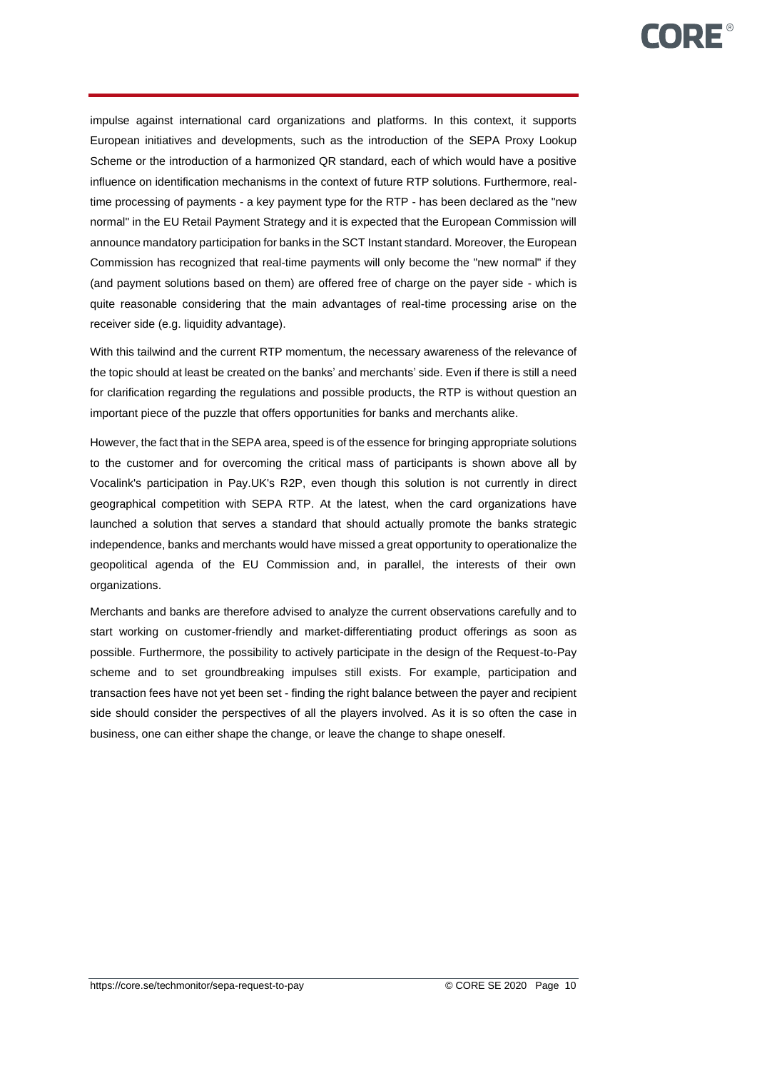impulse against international card organizations and platforms. In this context, it supports European initiatives and developments, such as the introduction of the SEPA Proxy Lookup Scheme or the introduction of a harmonized QR standard, each of which would have a positive influence on identification mechanisms in the context of future RTP solutions. Furthermore, real-time processing of payments - a key payment type for the RTP - has been declared as the "new normal" in the EU Retail Payment Strategy and it is expected that the European Commission will announce mandatory participation for banks in the SCT Instant standard. Moreover, the European Commission has recognized that real-time payments will only become the "new normal" if they (and payment solutions based on them) are offered free of charge on the payer side - which is quite reasonable considering that the main advantages of real-time processing arise on the receiver side (e.g. liquidity advantage).

With this tailwind and the current RTP momentum, the necessary awareness of the relevance of the topic should at least be created on the banks' and merchants' side. Even if there is still a need for clarification regarding the regulations and possible products, the RTP is without question an important piece of the puzzle that offers opportunities for banks and merchants alike.

However, the fact that in the SEPA area, speed is of the essence for bringing appropriate solutions to the customer and for overcoming the critical mass of participants is shown above all by Vocalink's participation in Pay.UK's R2P, even though this solution is not currently in direct geographical competition with SEPA RTP. At the latest, when the card organizations have launched a solution that serves a standard that should actually promote the banks strategic independence, banks and merchants would have missed a great opportunity to operationalize the geopolitical agenda of the EU Commission and, in parallel, the interests of their own organizations.

Merchants and banks are therefore advised to analyze the current observations carefully and to start working on customer-friendly and market-differentiating product offerings as soon as possible. Furthermore, the possibility to actively participate in the design of the Request-to-Pay scheme and to set groundbreaking impulses still exists. For example, participation and transaction fees have not yet been set - finding the right balance between the payer and recipient side should consider the perspectives of all the players involved. As it is so often the case in business, one can either shape the change, or leave the change to shape oneself.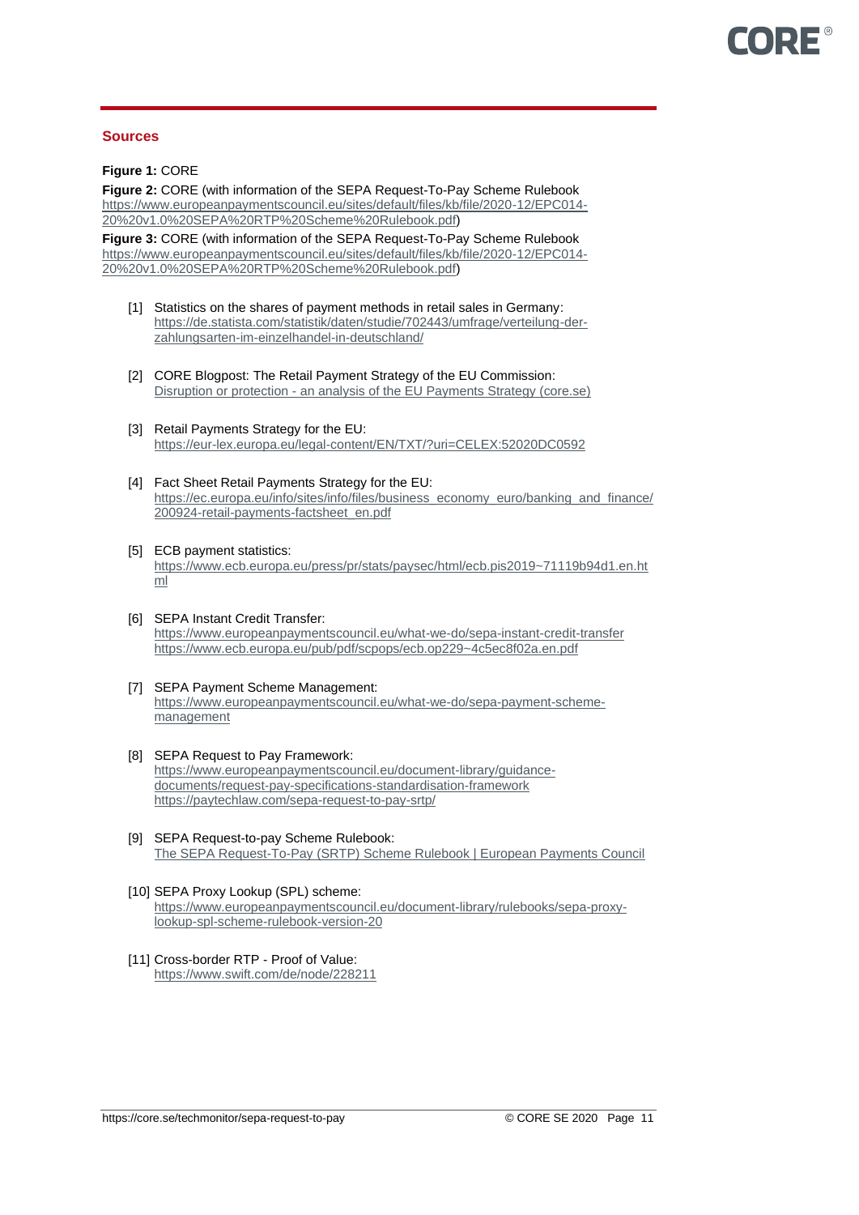## Sources

**Figure 1:** CORE

**Figure 2:** CORE (with information of the SEPA Request-To-Pay Scheme Rulebook https://www.europeanpaymentscouncil.eu/sites/default/files/kb/file/2020-12/EPC014-20%20v1.0%20SEPA%20RTP%20Scheme%20Rulebook.pdf)

**Figure 3:** CORE (with information of the SEPA Request-To-Pay Scheme Rulebook https://www.europeanpaymentscouncil.eu/sites/default/files/kb/file/2020-12/EPC014-20%20v1.0%20SEPA%20RTP%20Scheme%20Rulebook.pdf)

[1] Statistics on the shares of payment methods in retail sales in Germany: https://de.statista.com/statistik/daten/studie/702443/umfrage/verteilung-der-zahlungsarten-im-einzelhandel-in-deutschland/

[2] CORE Blogpost: The Retail Payment Strategy of the EU Commission: Disruption or protection - an analysis of the EU Payments Strategy (core.se)

[3] Retail Payments Strategy for the EU: https://eur-lex.europa.eu/legal-content/EN/TXT/?uri=CELEX:52020DC0592

[4] Fact Sheet Retail Payments Strategy for the EU: https://ec.europa.eu/info/sites/info/files/business_economy_euro/banking_and_finance/200924-retail-payments-factsheet_en.pdf

[5] ECB payment statistics: https://www.ecb.europa.eu/press/pr/stats/paysec/html/ecb.pis2019~71119b94d1.en.html

[6] SEPA Instant Credit Transfer: https://www.europeanpaymentscouncil.eu/what-we-do/sepa-instant-credit-transfer https://www.ecb.europa.eu/pub/pdf/scpops/ecb.op229~4c5ec8f02a.en.pdf

[7] SEPA Payment Scheme Management: https://www.europeanpaymentscouncil.eu/what-we-do/sepa-payment-scheme-management

[8] SEPA Request to Pay Framework: https://www.europeanpaymentscouncil.eu/document-library/guidance-documents/request-pay-specifications-standardisation-framework https://paytechlaw.com/sepa-request-to-pay-srtp/

[9] SEPA Request-to-pay Scheme Rulebook: The SEPA Request-To-Pay (SRTP) Scheme Rulebook | European Payments Council

[10] SEPA Proxy Lookup (SPL) scheme: https://www.europeanpaymentscouncil.eu/document-library/rulebooks/sepa-proxy-lookup-spl-scheme-rulebook-version-20

[11] Cross-border RTP - Proof of Value: https://www.swift.com/de/node/228211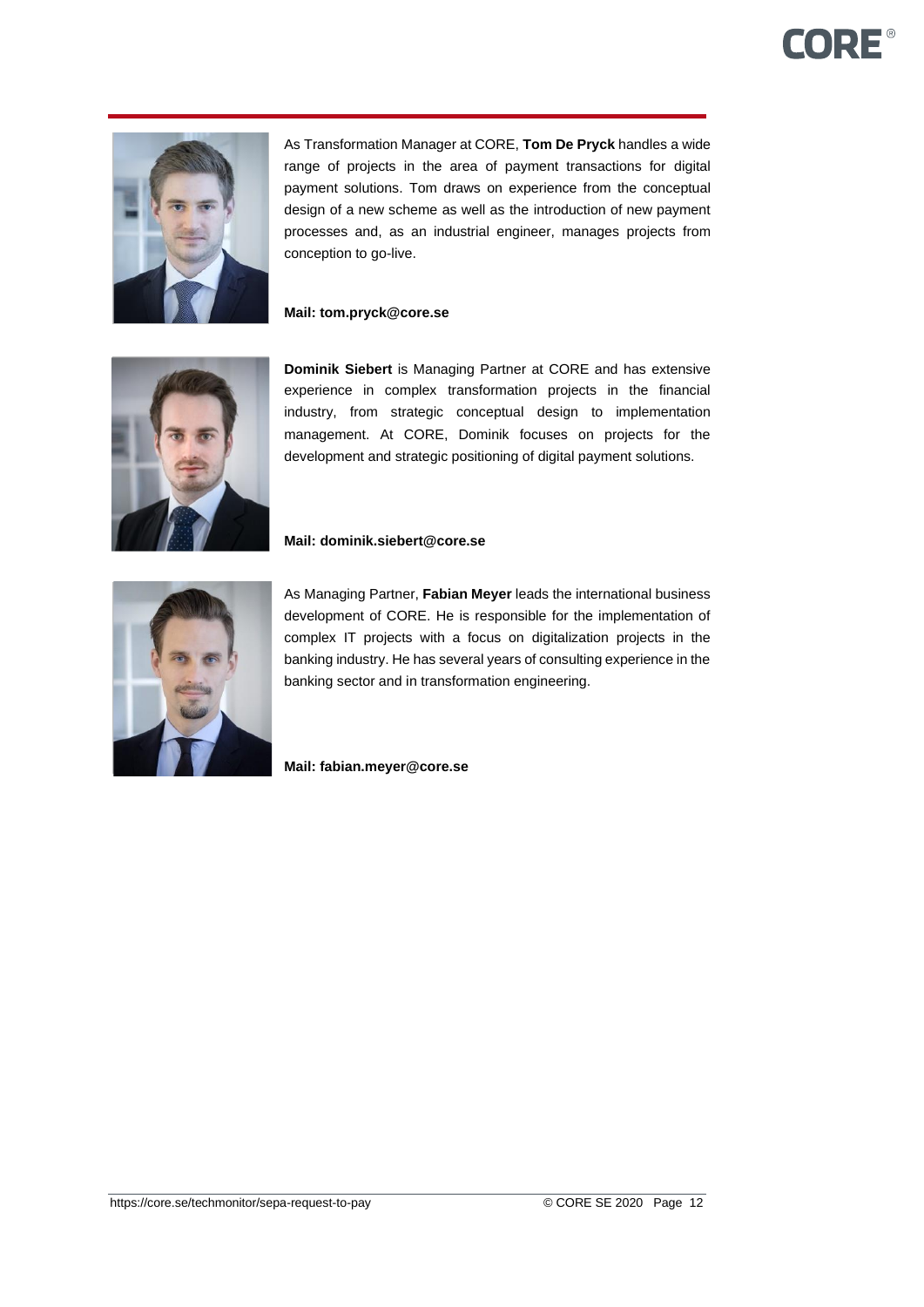As Transformation Manager at CORE, **Tom De Pryck** handles a wide range of projects in the area of payment transactions for digital payment solutions. Tom draws on experience from the conceptual design of a new scheme as well as the introduction of new payment processes and, as an industrial engineer, manages projects from conception to go-live.

**Mail: tom.pryck@core.se**

**Dominik Siebert** is Managing Partner at CORE and has extensive experience in complex transformation projects in the financial industry, from strategic conceptual design to implementation management. At CORE, Dominik focuses on projects for the development and strategic positioning of digital payment solutions.

**Mail: dominik.siebert@core.se**

As Managing Partner, **Fabian Meyer** leads the international business development of CORE. He is responsible for the implementation of complex IT projects with a focus on digitalization projects in the banking industry. He has several years of consulting experience in the banking sector and in transformation engineering.

**Mail: fabian.meyer@core.se**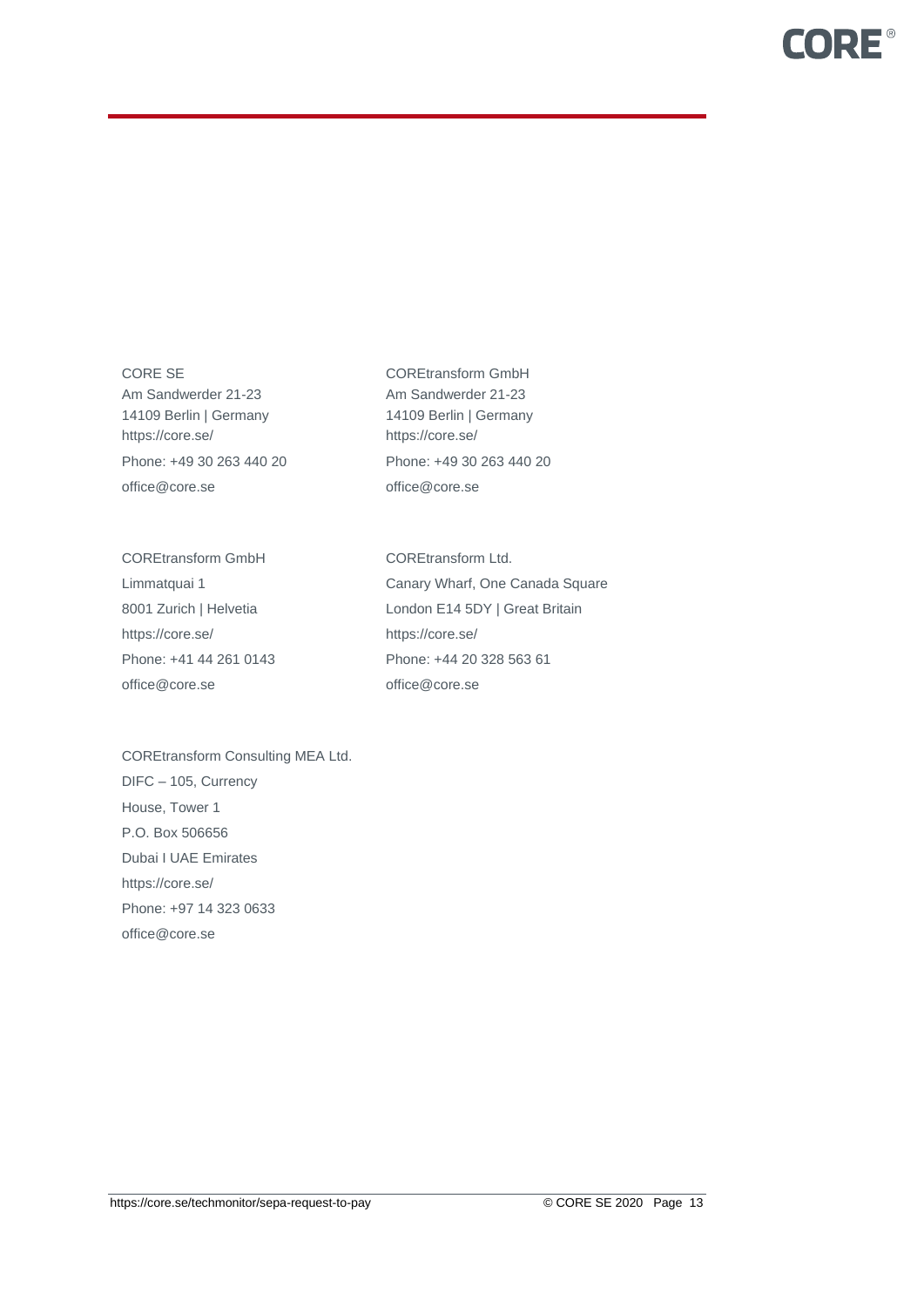CORE SE
Am Sandwerder 21-23
14109 Berlin | Germany
https://core.se/
Phone: +49 30 263 440 20
office@core.se

COREtransform GmbH
Am Sandwerder 21-23
14109 Berlin | Germany
https://core.se/
Phone: +49 30 263 440 20
office@core.se

COREtransform GmbH
Limmatquai 1
8001 Zurich | Helvetia
https://core.se/
Phone: +41 44 261 0143
office@core.se

COREtransform Ltd.
Canary Wharf, One Canada Square
London E14 5DY | Great Britain
https://core.se/
Phone: +44 20 328 563 61
office@core.se

COREtransform Consulting MEA Ltd.
DIFC – 105, Currency
House, Tower 1
P.O. Box 506656
Dubai I UAE Emirates
https://core.se/
Phone: +97 14 323 0633
office@core.se